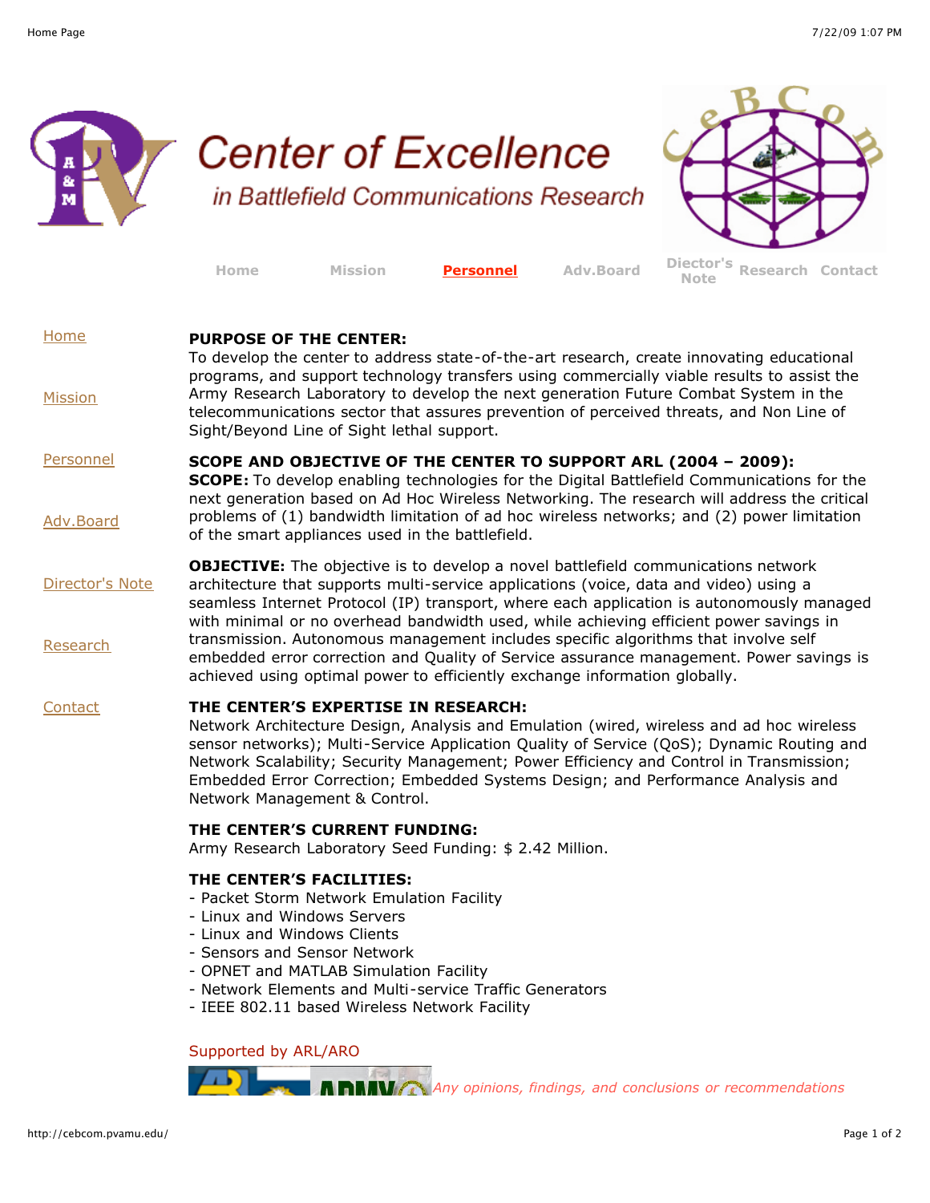# Center of Excellence

## in Battlefield Communications Research

Home | Mission | **Personnel** | Adv.Board | Diector's Note | Research | Contact

- Home
- Mission
- Personnel
- Adv.Board
- Director's Note
- Research
- Contact

**PURPOSE OF THE CENTER:**
To develop the center to address state-of-the-art research, create innovating educational programs, and support technology transfers using commercially viable results to assist the Army Research Laboratory to develop the next generation Future Combat System in the telecommunications sector that assures prevention of perceived threats, and Non Line of Sight/Beyond Line of Sight lethal support.

**SCOPE AND OBJECTIVE OF THE CENTER TO SUPPORT ARL (2004 – 2009):**
**SCOPE:** To develop enabling technologies for the Digital Battlefield Communications for the next generation based on Ad Hoc Wireless Networking. The research will address the critical problems of (1) bandwidth limitation of ad hoc wireless networks; and (2) power limitation of the smart appliances used in the battlefield.

**OBJECTIVE:** The objective is to develop a novel battlefield communications network architecture that supports multi-service applications (voice, data and video) using a seamless Internet Protocol (IP) transport, where each application is autonomously managed with minimal or no overhead bandwidth used, while achieving efficient power savings in transmission. Autonomous management includes specific algorithms that involve self embedded error correction and Quality of Service assurance management. Power savings is achieved using optimal power to efficiently exchange information globally.

**THE CENTER'S EXPERTISE IN RESEARCH:**
Network Architecture Design, Analysis and Emulation (wired, wireless and ad hoc wireless sensor networks); Multi-Service Application Quality of Service (QoS); Dynamic Routing and Network Scalability; Security Management; Power Efficiency and Control in Transmission; Embedded Error Correction; Embedded Systems Design; and Performance Analysis and Network Management & Control.

**THE CENTER'S CURRENT FUNDING:**
Army Research Laboratory Seed Funding: $ 2.42 Million.

**THE CENTER'S FACILITIES:**
- Packet Storm Network Emulation Facility
- Linux and Windows Servers
- Linux and Windows Clients
- Sensors and Sensor Network
- OPNET and MATLAB Simulation Facility
- Network Elements and Multi-service Traffic Generators
- IEEE 802.11 based Wireless Network Facility

Supported by ARL/ARO

*Any opinions, findings, and conclusions or recommendations*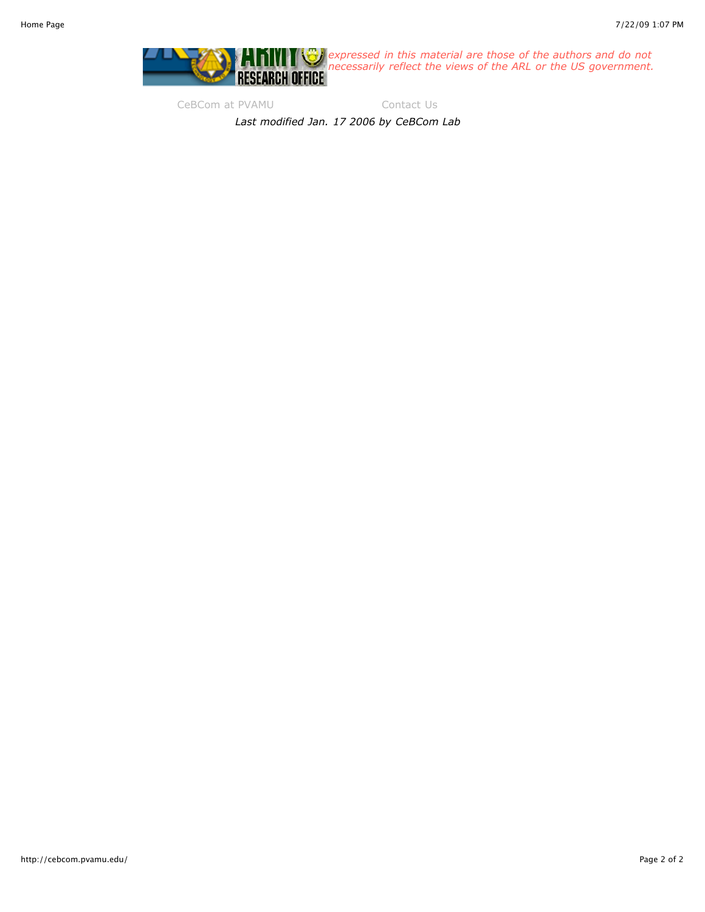*expressed in this material are those of the authors and do not necessarily reflect the views of the ARL or the US government.*

CeBCom at PVAMU Contact Us

*Last modified Jan. 17 2006 by CeBCom Lab*